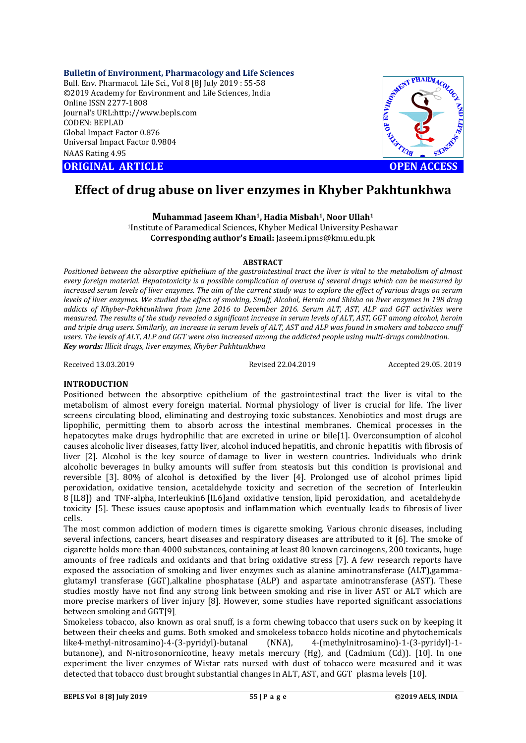**Bulletin of Environment, Pharmacology and Life Sciences**
Bull. Env. Pharmacol. Life Sci., Vol 8 [8] July 2019 : 55-58
©2019 Academy for Environment and Life Sciences, India
Online ISSN 2277-1808
Journal's URL:http://www.bepls.com
CODEN: BEPLAD
Global Impact Factor 0.876
Universal Impact Factor 0.9804
NAAS Rating 4.95

**ORIGINAL ARTICLE** **OPEN ACCESS**

# Effect of drug abuse on liver enzymes in Khyber Pakhtunkhwa

**Muhammad Jaseem Khan[1], Hadia Misbah[1], Noor Ullah[1]**

[1]Institute of Paramedical Sciences, Khyber Medical University Peshawar

**Corresponding author's Email:** Jaseem.ipms@kmu.edu.pk

## ABSTRACT

*Positioned between the absorptive epithelium of the gastrointestinal tract the liver is vital to the metabolism of almost every foreign material. Hepatotoxicity is a possible complication of overuse of several drugs which can be measured by increased serum levels of liver enzymes. The aim of the current study was to explore the effect of various drugs on serum levels of liver enzymes. We studied the effect of smoking, Snuff, Alcohol, Heroin and Shisha on liver enzymes in 198 drug addicts of Khyber-Pakhtunkhwa from June 2016 to December 2016. Serum ALT, AST, ALP and GGT activities were measured. The results of the study revealed a significant increase in serum levels of ALT, AST, GGT among alcohol, heroin and triple drug users. Similarly, an increase in serum levels of ALT, AST and ALP was found in smokers and tobacco snuff users. The levels of ALT, ALP and GGT were also increased among the addicted people using multi-drugs combination.*

***Key words:*** *Illicit drugs, liver enzymes, Khyber Pakhtunkhwa*

Received 13.03.2019 Revised 22.04.2019 Accepted 29.05. 2019

## INTRODUCTION

Positioned between the absorptive epithelium of the gastrointestinal tract the liver is vital to the metabolism of almost every foreign material. Normal physiology of liver is crucial for life. The liver screens circulating blood, eliminating and destroying toxic substances. Xenobiotics and most drugs are lipophilic, permitting them to absorb across the intestinal membranes. Chemical processes in the hepatocytes make drugs hydrophilic that are excreted in urine or bile[1]. Overconsumption of alcohol causes alcoholic liver diseases, fatty liver, alcohol induced hepatitis, and chronic hepatitis with fibrosis of liver [2]. Alcohol is the key source of damage to liver in western countries. Individuals who drink alcoholic beverages in bulky amounts will suffer from steatosis but this condition is provisional and reversible [3]. 80% of alcohol is detoxified by the liver [4]. Prolonged use of alcohol primes lipid peroxidation, oxidative tension, acetaldehyde toxicity and secretion of the secretion of Interleukin 8 [IL8]) and TNF-alpha, Interleukin6 [IL6]and oxidative tension, lipid peroxidation, and acetaldehyde toxicity [5]. These issues cause apoptosis and inflammation which eventually leads to fibrosis of liver cells.

The most common addiction of modern times is cigarette smoking. Various chronic diseases, including several infections, cancers, heart diseases and respiratory diseases are attributed to it [6]. The smoke of cigarette holds more than 4000 substances, containing at least 80 known carcinogens, 200 toxicants, huge amounts of free radicals and oxidants and that bring oxidative stress [7]. A few research reports have exposed the association of smoking and liver enzymes such as alanine aminotransferase (ALT),gamma-glutamyl transferase (GGT),alkaline phosphatase (ALP) and aspartate aminotransferase (AST). These studies mostly have not find any strong link between smoking and rise in liver AST or ALT which are more precise markers of liver injury [8]. However, some studies have reported significant associations between smoking and GGT[9].

Smokeless tobacco, also known as oral snuff, is a form chewing tobacco that users suck on by keeping it between their cheeks and gums. Both smoked and smokeless tobacco holds nicotine and phytochemicals like4-methyl-nitrosamino)-4-(3-pyridyl)-butanal (NNA), 4-(methylnitrosamino)-1-(3-pyridyl)-1-butanone), and N-nitrosonornicotine, heavy metals mercury (Hg), and (Cadmium (Cd)). [10]. In one experiment the liver enzymes of Wistar rats nursed with dust of tobacco were measured and it was detected that tobacco dust brought substantial changes in ALT, AST, and GGT plasma levels [10].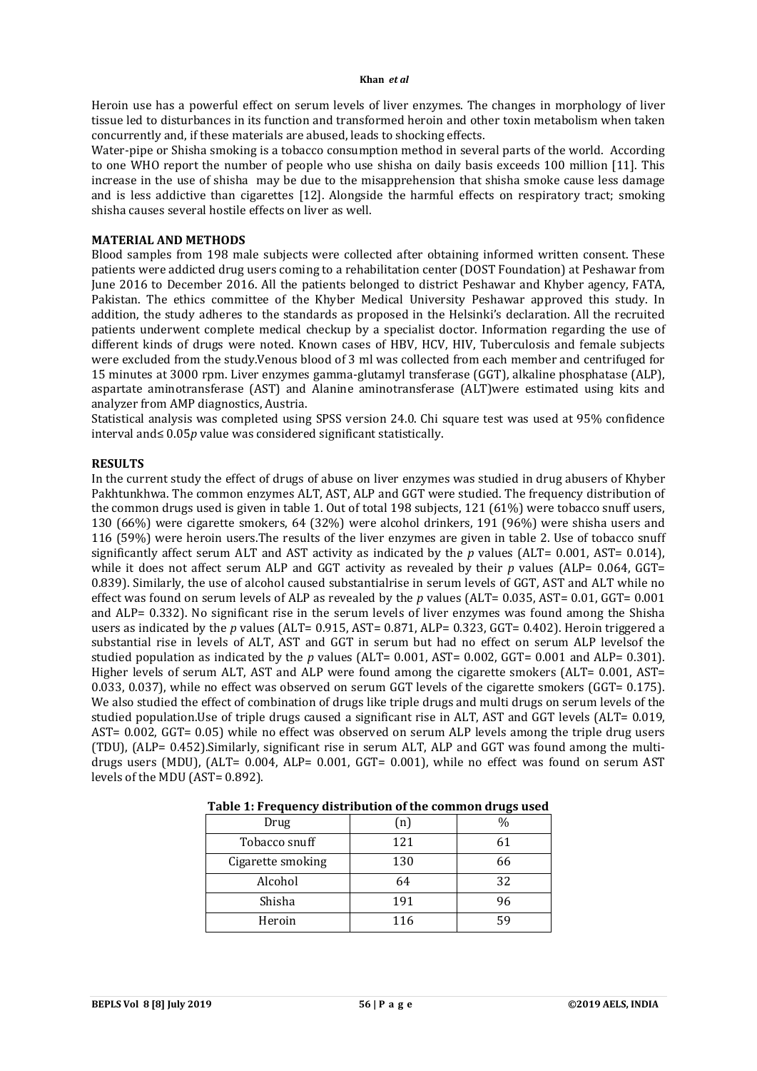Heroin use has a powerful effect on serum levels of liver enzymes. The changes in morphology of liver tissue led to disturbances in its function and transformed heroin and other toxin metabolism when taken concurrently and, if these materials are abused, leads to shocking effects.

Water-pipe or Shisha smoking is a tobacco consumption method in several parts of the world. According to one WHO report the number of people who use shisha on daily basis exceeds 100 million [11]. This increase in the use of shisha may be due to the misapprehension that shisha smoke cause less damage and is less addictive than cigarettes [12]. Alongside the harmful effects on respiratory tract; smoking shisha causes several hostile effects on liver as well.

## MATERIAL AND METHODS

Blood samples from 198 male subjects were collected after obtaining informed written consent. These patients were addicted drug users coming to a rehabilitation center (DOST Foundation) at Peshawar from June 2016 to December 2016. All the patients belonged to district Peshawar and Khyber agency, FATA, Pakistan. The ethics committee of the Khyber Medical University Peshawar approved this study. In addition, the study adheres to the standards as proposed in the Helsinki's declaration. All the recruited patients underwent complete medical checkup by a specialist doctor. Information regarding the use of different kinds of drugs were noted. Known cases of HBV, HCV, HIV, Tuberculosis and female subjects were excluded from the study.Venous blood of 3 ml was collected from each member and centrifuged for 15 minutes at 3000 rpm. Liver enzymes gamma-glutamyl transferase (GGT), alkaline phosphatase (ALP), aspartate aminotransferase (AST) and Alanine aminotransferase (ALT)were estimated using kits and analyzer from AMP diagnostics, Austria.

Statistical analysis was completed using SPSS version 24.0. Chi square test was used at 95% confidence interval and$\leq 0.05p$ value was considered significant statistically.

## RESULTS

In the current study the effect of drugs of abuse on liver enzymes was studied in drug abusers of Khyber Pakhtunkhwa. The common enzymes ALT, AST, ALP and GGT were studied. The frequency distribution of the common drugs used is given in table 1. Out of total 198 subjects, 121 (61%) were tobacco snuff users, 130 (66%) were cigarette smokers, 64 (32%) were alcohol drinkers, 191 (96%) were shisha users and 116 (59%) were heroin users.The results of the liver enzymes are given in table 2. Use of tobacco snuff significantly affect serum ALT and AST activity as indicated by the $p$ values (ALT= 0.001, AST= 0.014), while it does not affect serum ALP and GGT activity as revealed by their $p$ values (ALP= 0.064, GGT= 0.839). Similarly, the use of alcohol caused substantialrise in serum levels of GGT, AST and ALT while no effect was found on serum levels of ALP as revealed by the $p$ values (ALT= 0.035, AST= 0.01, GGT= 0.001 and ALP= 0.332). No significant rise in the serum levels of liver enzymes was found among the Shisha users as indicated by the $p$ values (ALT= 0.915, AST= 0.871, ALP= 0.323, GGT= 0.402). Heroin triggered a substantial rise in levels of ALT, AST and GGT in serum but had no effect on serum ALP levelsof the studied population as indicated by the $p$ values (ALT= 0.001, AST= 0.002, GGT= 0.001 and ALP= 0.301). Higher levels of serum ALT, AST and ALP were found among the cigarette smokers (ALT= 0.001, AST= 0.033, 0.037), while no effect was observed on serum GGT levels of the cigarette smokers (GGT= 0.175). We also studied the effect of combination of drugs like triple drugs and multi drugs on serum levels of the studied population.Use of triple drugs caused a significant rise in ALT, AST and GGT levels (ALT= 0.019, AST= 0.002, GGT= 0.05) while no effect was observed on serum ALP levels among the triple drug users (TDU), (ALP= 0.452).Similarly, significant rise in serum ALT, ALP and GGT was found among the multi-drugs users (MDU), (ALT= 0.004, ALP= 0.001, GGT= 0.001), while no effect was found on serum AST levels of the MDU (AST= 0.892).

**Table 1: Frequency distribution of the common drugs used**

| Drug | (n) | % |
|---|---|---|
| Tobacco snuff | 121 | 61 |
| Cigarette smoking | 130 | 66 |
| Alcohol | 64 | 32 |
| Shisha | 191 | 96 |
| Heroin | 116 | 59 |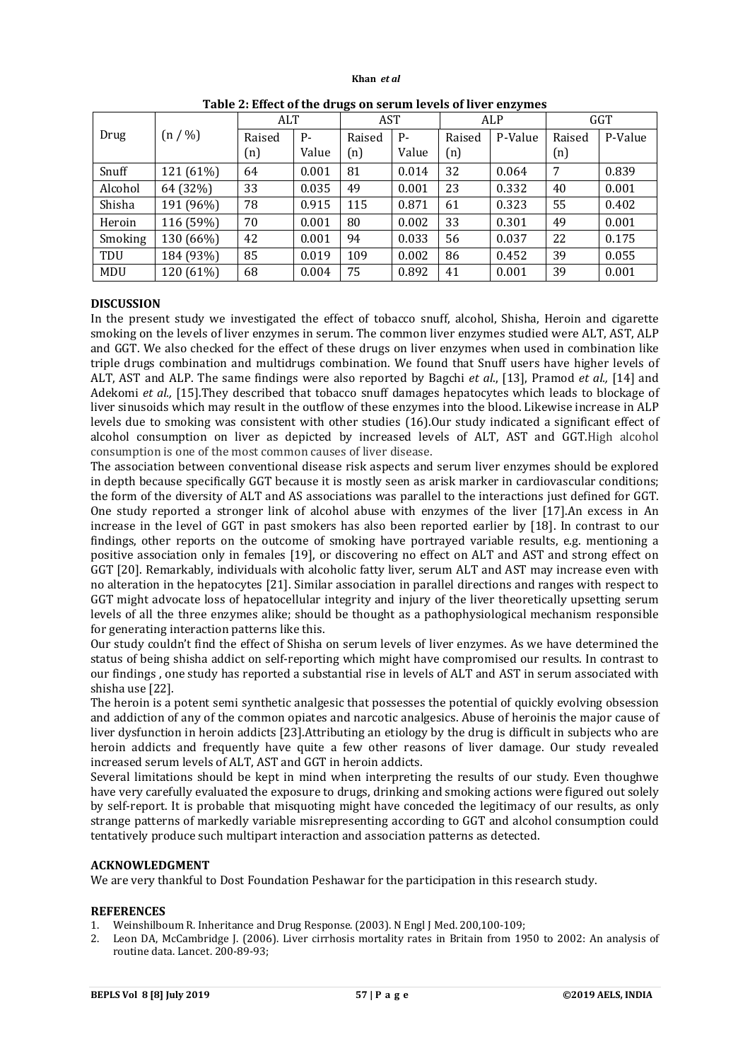**Table 2: Effect of the drugs on serum levels of liver enzymes**

| Drug | (n / %) | ALT | | AST | | ALP | | GGT | |
|---|---|---|---|---|---|---|---|---|---|
| | | Raised (n) | P-Value | Raised (n) | P-Value | Raised (n) | P-Value | Raised (n) | P-Value |
| Snuff | 121 (61%) | 64 | 0.001 | 81 | 0.014 | 32 | 0.064 | 7 | 0.839 |
| Alcohol | 64 (32%) | 33 | 0.035 | 49 | 0.001 | 23 | 0.332 | 40 | 0.001 |
| Shisha | 191 (96%) | 78 | 0.915 | 115 | 0.871 | 61 | 0.323 | 55 | 0.402 |
| Heroin | 116 (59%) | 70 | 0.001 | 80 | 0.002 | 33 | 0.301 | 49 | 0.001 |
| Smoking | 130 (66%) | 42 | 0.001 | 94 | 0.033 | 56 | 0.037 | 22 | 0.175 |
| TDU | 184 (93%) | 85 | 0.019 | 109 | 0.002 | 86 | 0.452 | 39 | 0.055 |
| MDU | 120 (61%) | 68 | 0.004 | 75 | 0.892 | 41 | 0.001 | 39 | 0.001 |

## DISCUSSION

In the present study we investigated the effect of tobacco snuff, alcohol, Shisha, Heroin and cigarette smoking on the levels of liver enzymes in serum. The common liver enzymes studied were ALT, AST, ALP and GGT. We also checked for the effect of these drugs on liver enzymes when used in combination like triple drugs combination and multidrugs combination. We found that Snuff users have higher levels of ALT, AST and ALP. The same findings were also reported by Bagchi *et al.*, [13], Pramod *et al.,* [14] and Adekomi *et al.,* [15].They described that tobacco snuff damages hepatocytes which leads to blockage of liver sinusoids which may result in the outflow of these enzymes into the blood. Likewise increase in ALP levels due to smoking was consistent with other studies (16).Our study indicated a significant effect of alcohol consumption on liver as depicted by increased levels of ALT, AST and GGT.High alcohol consumption is one of the most common causes of liver disease.

The association between conventional disease risk aspects and serum liver enzymes should be explored in depth because specifically GGT because it is mostly seen as arisk marker in cardiovascular conditions; the form of the diversity of ALT and AS associations was parallel to the interactions just defined for GGT. One study reported a stronger link of alcohol abuse with enzymes of the liver [17].An excess in An increase in the level of GGT in past smokers has also been reported earlier by [18]. In contrast to our findings, other reports on the outcome of smoking have portrayed variable results, e.g. mentioning a positive association only in females [19], or discovering no effect on ALT and AST and strong effect on GGT [20]. Remarkably, individuals with alcoholic fatty liver, serum ALT and AST may increase even with no alteration in the hepatocytes [21]. Similar association in parallel directions and ranges with respect to GGT might advocate loss of hepatocellular integrity and injury of the liver theoretically upsetting serum levels of all the three enzymes alike; should be thought as a pathophysiological mechanism responsible for generating interaction patterns like this.

Our study couldn't find the effect of Shisha on serum levels of liver enzymes. As we have determined the status of being shisha addict on self-reporting which might have compromised our results. In contrast to our findings , one study has reported a substantial rise in levels of ALT and AST in serum associated with shisha use [22].

The heroin is a potent semi synthetic analgesic that possesses the potential of quickly evolving obsession and addiction of any of the common opiates and narcotic analgesics. Abuse of heroinis the major cause of liver dysfunction in heroin addicts [23].Attributing an etiology by the drug is difficult in subjects who are heroin addicts and frequently have quite a few other reasons of liver damage. Our study revealed increased serum levels of ALT, AST and GGT in heroin addicts.

Several limitations should be kept in mind when interpreting the results of our study. Even thoughwe have very carefully evaluated the exposure to drugs, drinking and smoking actions were figured out solely by self-report. It is probable that misquoting might have conceded the legitimacy of our results, as only strange patterns of markedly variable misrepresenting according to GGT and alcohol consumption could tentatively produce such multipart interaction and association patterns as detected.

## ACKNOWLEDGMENT

We are very thankful to Dost Foundation Peshawar for the participation in this research study.

## REFERENCES

1. Weinshilboum R. Inheritance and Drug Response. (2003). N Engl J Med. 200,100-109;
2. Leon DA, McCambridge J. (2006). Liver cirrhosis mortality rates in Britain from 1950 to 2002: An analysis of routine data. Lancet. 200-89-93;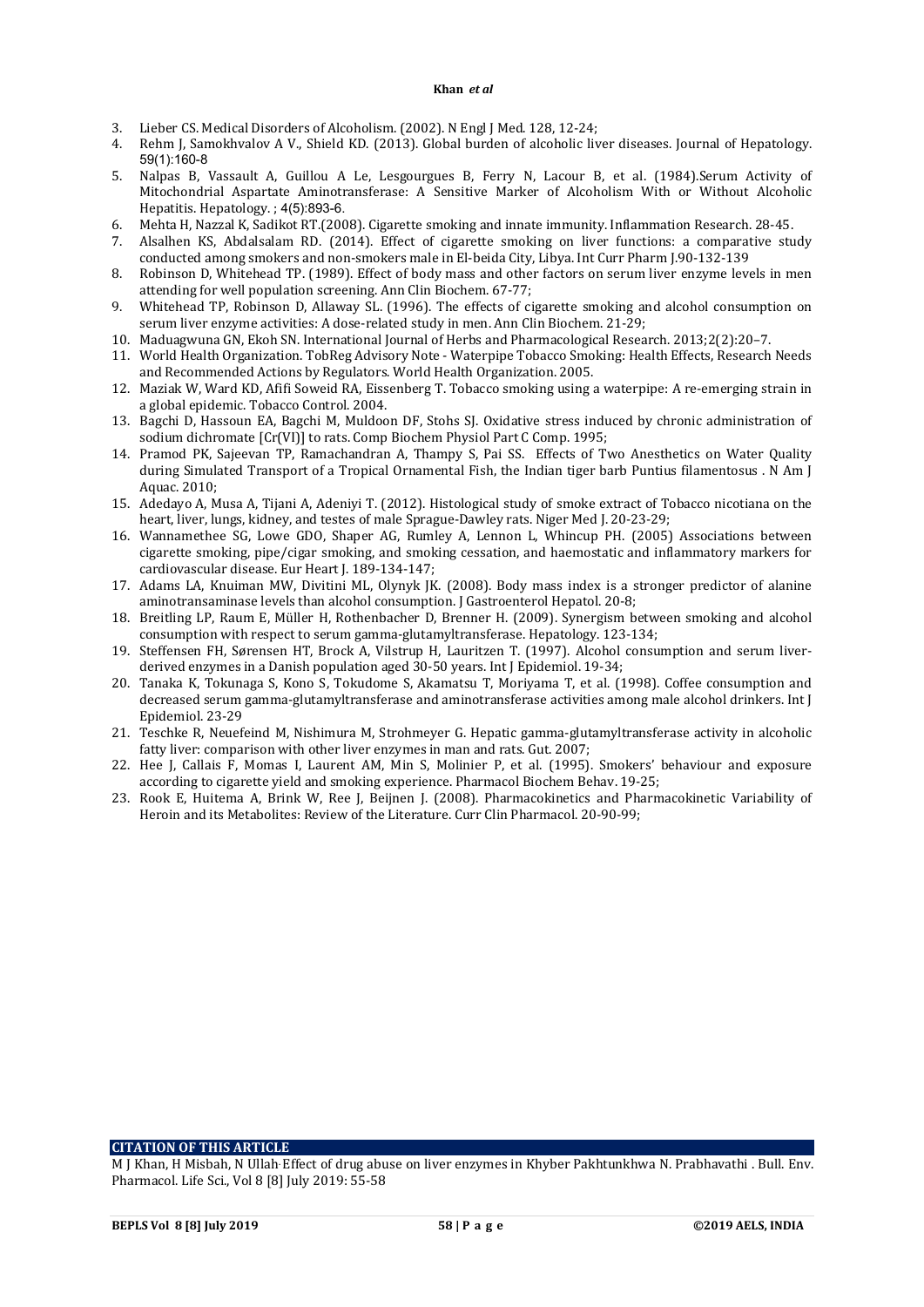3. Lieber CS. Medical Disorders of Alcoholism. (2002). N Engl J Med. 128, 12-24;
4. Rehm J, Samokhvalov A V., Shield KD. (2013). Global burden of alcoholic liver diseases. Journal of Hepatology. 59(1):160-8
5. Nalpas B, Vassault A, Guillou A Le, Lesgourgues B, Ferry N, Lacour B, et al. (1984).Serum Activity of Mitochondrial Aspartate Aminotransferase: A Sensitive Marker of Alcoholism With or Without Alcoholic Hepatitis. Hepatology. ; 4(5):893-6.
6. Mehta H, Nazzal K, Sadikot RT.(2008). Cigarette smoking and innate immunity. Inflammation Research. 28-45.
7. Alsalhen KS, Abdalsalam RD. (2014). Effect of cigarette smoking on liver functions: a comparative study conducted among smokers and non-smokers male in El-beida City, Libya. Int Curr Pharm J.90-132-139
8. Robinson D, Whitehead TP. (1989). Effect of body mass and other factors on serum liver enzyme levels in men attending for well population screening. Ann Clin Biochem. 67-77;
9. Whitehead TP, Robinson D, Allaway SL. (1996). The effects of cigarette smoking and alcohol consumption on serum liver enzyme activities: A dose-related study in men. Ann Clin Biochem. 21-29;
10. Maduagwuna GN, Ekoh SN. International Journal of Herbs and Pharmacological Research. 2013;2(2):20–7.
11. World Health Organization. TobReg Advisory Note - Waterpipe Tobacco Smoking: Health Effects, Research Needs and Recommended Actions by Regulators. World Health Organization. 2005.
12. Maziak W, Ward KD, Afifi Soweid RA, Eissenberg T. Tobacco smoking using a waterpipe: A re-emerging strain in a global epidemic. Tobacco Control. 2004.
13. Bagchi D, Hassoun EA, Bagchi M, Muldoon DF, Stohs SJ. Oxidative stress induced by chronic administration of sodium dichromate [Cr(VI)] to rats. Comp Biochem Physiol Part C Comp. 1995;
14. Pramod PK, Sajeevan TP, Ramachandran A, Thampy S, Pai SS. Effects of Two Anesthetics on Water Quality during Simulated Transport of a Tropical Ornamental Fish, the Indian tiger barb Puntius filamentosus . N Am J Aquac. 2010;
15. Adedayo A, Musa A, Tijani A, Adeniyi T. (2012). Histological study of smoke extract of Tobacco nicotiana on the heart, liver, lungs, kidney, and testes of male Sprague-Dawley rats. Niger Med J. 20-23-29;
16. Wannamethee SG, Lowe GDO, Shaper AG, Rumley A, Lennon L, Whincup PH. (2005) Associations between cigarette smoking, pipe/cigar smoking, and smoking cessation, and haemostatic and inflammatory markers for cardiovascular disease. Eur Heart J. 189-134-147;
17. Adams LA, Knuiman MW, Divitini ML, Olynyk JK. (2008). Body mass index is a stronger predictor of alanine aminotransaminase levels than alcohol consumption. J Gastroenterol Hepatol. 20-8;
18. Breitling LP, Raum E, Müller H, Rothenbacher D, Brenner H. (2009). Synergism between smoking and alcohol consumption with respect to serum gamma-glutamyltransferase. Hepatology. 123-134;
19. Steffensen FH, Sørensen HT, Brock A, Vilstrup H, Lauritzen T. (1997). Alcohol consumption and serum liver-derived enzymes in a Danish population aged 30-50 years. Int J Epidemiol. 19-34;
20. Tanaka K, Tokunaga S, Kono S, Tokudome S, Akamatsu T, Moriyama T, et al. (1998). Coffee consumption and decreased serum gamma-glutamyltransferase and aminotransferase activities among male alcohol drinkers. Int J Epidemiol. 23-29
21. Teschke R, Neuefeind M, Nishimura M, Strohmeyer G. Hepatic gamma-glutamyltransferase activity in alcoholic fatty liver: comparison with other liver enzymes in man and rats. Gut. 2007;
22. Hee J, Callais F, Momas I, Laurent AM, Min S, Molinier P, et al. (1995). Smokers' behaviour and exposure according to cigarette yield and smoking experience. Pharmacol Biochem Behav. 19-25;
23. Rook E, Huitema A, Brink W, Ree J, Beijnen J. (2008). Pharmacokinetics and Pharmacokinetic Variability of Heroin and its Metabolites: Review of the Literature. Curr Clin Pharmacol. 20-90-99;

**CITATION OF THIS ARTICLE**

M J Khan, H Misbah, N Ullah Effect of drug abuse on liver enzymes in Khyber Pakhtunkhwa N. Prabhavathi . Bull. Env. Pharmacol. Life Sci., Vol 8 [8] July 2019: 55-58